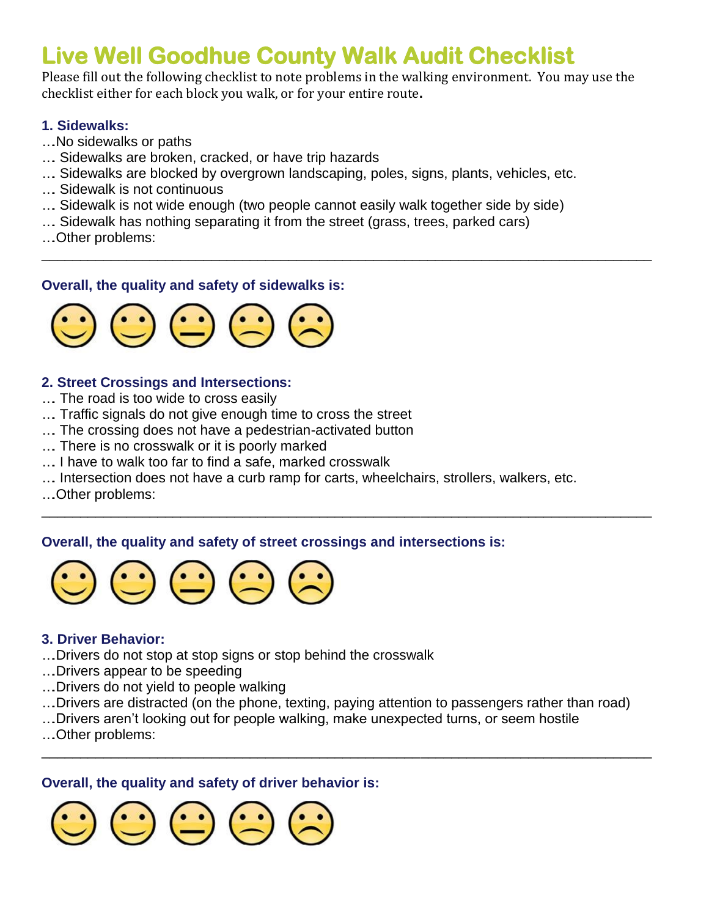# Live Well Goodhue County Walk Audit Checklist

Please fill out the following checklist to note problems in the walking environment. You may use the checklist either for each block you walk, or for your entire route.

### 1. Sidewalks:

…No sidewalks or paths
… Sidewalks are broken, cracked, or have trip hazards
… Sidewalks are blocked by overgrown landscaping, poles, signs, plants, vehicles, etc.
… Sidewalk is not continuous
… Sidewalk is not wide enough (two people cannot easily walk together side by side)
… Sidewalk has nothing separating it from the street (grass, trees, parked cars)
…Other problems:

\_\_\_\_\_\_\_\_\_\_\_\_\_\_\_\_\_\_\_\_\_\_\_\_\_\_\_\_\_\_\_\_\_\_\_\_\_\_\_\_\_\_\_\_\_\_\_\_\_\_\_\_\_\_\_\_\_\_\_\_\_\_\_\_\_\_\_\_\_\_\_\_

**Overall, the quality and safety of sidewalks is:**

### 2. Street Crossings and Intersections:

… The road is too wide to cross easily
… Traffic signals do not give enough time to cross the street
… The crossing does not have a pedestrian-activated button
… There is no crosswalk or it is poorly marked
… I have to walk too far to find a safe, marked crosswalk
… Intersection does not have a curb ramp for carts, wheelchairs, strollers, walkers, etc.
…Other problems:

\_\_\_\_\_\_\_\_\_\_\_\_\_\_\_\_\_\_\_\_\_\_\_\_\_\_\_\_\_\_\_\_\_\_\_\_\_\_\_\_\_\_\_\_\_\_\_\_\_\_\_\_\_\_\_\_\_\_\_\_\_\_\_\_\_\_\_\_\_\_\_\_

**Overall, the quality and safety of street crossings and intersections is:**

### 3. Driver Behavior:

…Drivers do not stop at stop signs or stop behind the crosswalk
…Drivers appear to be speeding
…Drivers do not yield to people walking
…Drivers are distracted (on the phone, texting, paying attention to passengers rather than road)
…Drivers aren't looking out for people walking, make unexpected turns, or seem hostile
…Other problems:

\_\_\_\_\_\_\_\_\_\_\_\_\_\_\_\_\_\_\_\_\_\_\_\_\_\_\_\_\_\_\_\_\_\_\_\_\_\_\_\_\_\_\_\_\_\_\_\_\_\_\_\_\_\_\_\_\_\_\_\_\_\_\_\_\_\_\_\_\_\_\_\_

**Overall, the quality and safety of driver behavior is:**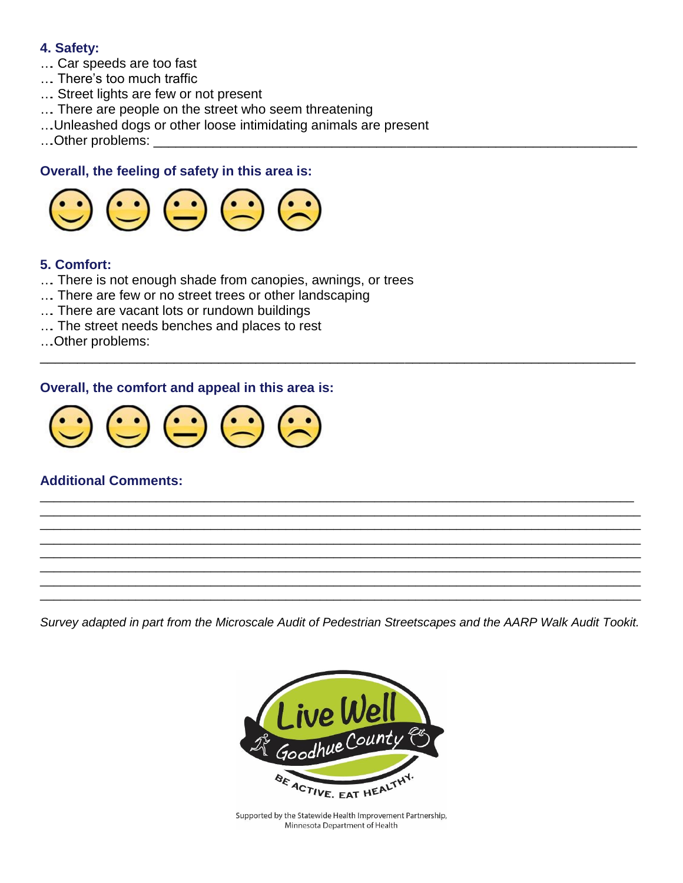### 4. Safety:

… Car speeds are too fast
… There's too much traffic
… Street lights are few or not present
… There are people on the street who seem threatening
…Unleashed dogs or other loose intimidating animals are present
…Other problems: ___________________________________________________________

### Overall, the feeling of safety in this area is:

### 5. Comfort:

… There is not enough shade from canopies, awnings, or trees
… There are few or no street trees or other landscaping
… There are vacant lots or rundown buildings
… The street needs benches and places to rest
…Other problems:
_____________________________________________________________________________

### Overall, the comfort and appeal in this area is:

### Additional Comments:

_____________________________________________________________________________
_____________________________________________________________________________
_____________________________________________________________________________
_____________________________________________________________________________
_____________________________________________________________________________
_____________________________________________________________________________
_____________________________________________________________________________
_____________________________________________________________________________

*Survey adapted in part from the Microscale Audit of Pedestrian Streetscapes and the AARP Walk Audit Tookit.*

Live Well Goodhue County
BE ACTIVE. EAT HEALTHY.

Supported by the Statewide Health Improvement Partnership, Minnesota Department of Health